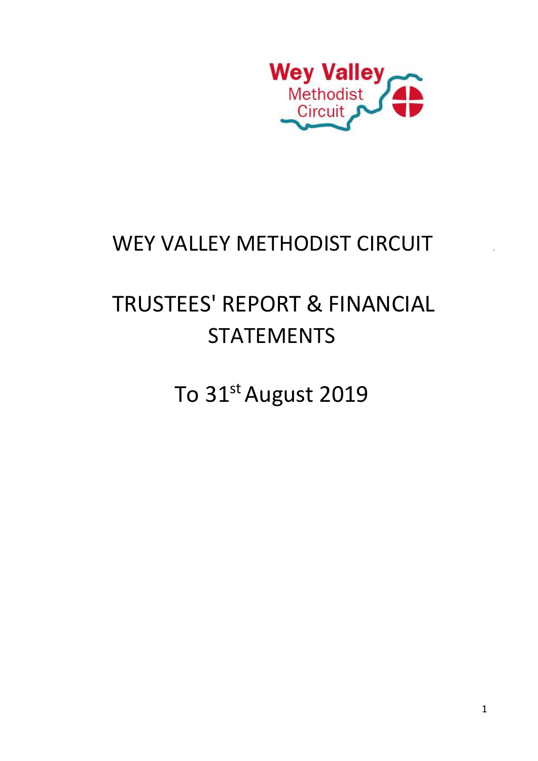Wey Valley Methodist Circuit

# WEY VALLEY METHODIST CIRCUIT

# TRUSTEES' REPORT & FINANCIAL STATEMENTS

## To 31st August 2019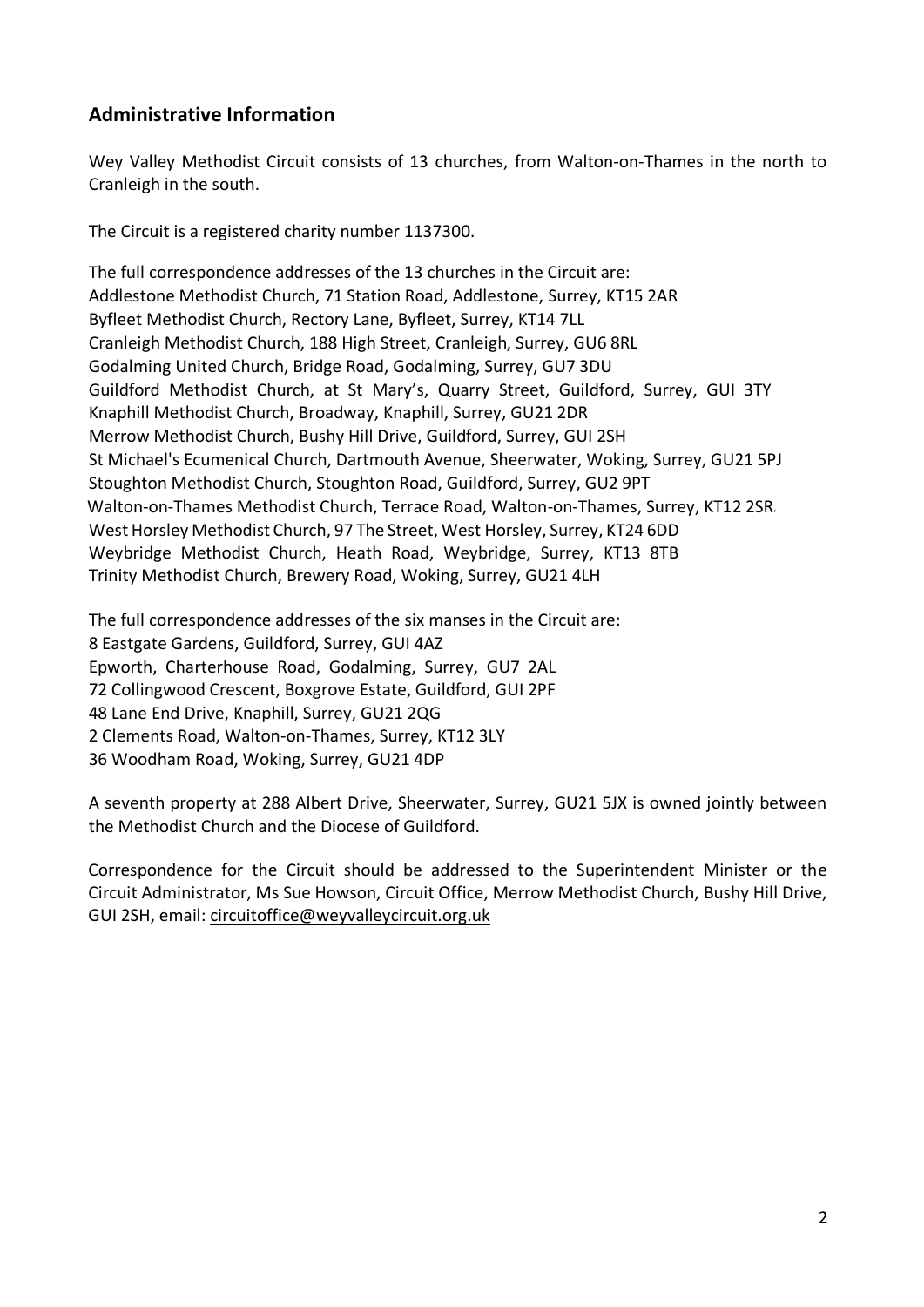## Administrative Information

Wey Valley Methodist Circuit consists of 13 churches, from Walton-on-Thames in the north to Cranleigh in the south.

The Circuit is a registered charity number 1137300.

The full correspondence addresses of the 13 churches in the Circuit are:
Addlestone Methodist Church, 71 Station Road, Addlestone, Surrey, KT15 2AR
Byfleet Methodist Church, Rectory Lane, Byfleet, Surrey, KT14 7LL
Cranleigh Methodist Church, 188 High Street, Cranleigh, Surrey, GU6 8RL
Godalming United Church, Bridge Road, Godalming, Surrey, GU7 3DU
Guildford Methodist Church, at St Mary's, Quarry Street, Guildford, Surrey, GUI 3TY
Knaphill Methodist Church, Broadway, Knaphill, Surrey, GU21 2DR
Merrow Methodist Church, Bushy Hill Drive, Guildford, Surrey, GUI 2SH
St Michael's Ecumenical Church, Dartmouth Avenue, Sheerwater, Woking, Surrey, GU21 5PJ
Stoughton Methodist Church, Stoughton Road, Guildford, Surrey, GU2 9PT
Walton-on-Thames Methodist Church, Terrace Road, Walton-on-Thames, Surrey, KT12 2SR
West Horsley Methodist Church, 97 The Street, West Horsley, Surrey, KT24 6DD
Weybridge Methodist Church, Heath Road, Weybridge, Surrey, KT13 8TB
Trinity Methodist Church, Brewery Road, Woking, Surrey, GU21 4LH

The full correspondence addresses of the six manses in the Circuit are:
8 Eastgate Gardens, Guildford, Surrey, GUI 4AZ
Epworth, Charterhouse Road, Godalming, Surrey, GU7 2AL
72 Collingwood Crescent, Boxgrove Estate, Guildford, GUI 2PF
48 Lane End Drive, Knaphill, Surrey, GU21 2QG
2 Clements Road, Walton-on-Thames, Surrey, KT12 3LY
36 Woodham Road, Woking, Surrey, GU21 4DP

A seventh property at 288 Albert Drive, Sheerwater, Surrey, GU21 5JX is owned jointly between the Methodist Church and the Diocese of Guildford.

Correspondence for the Circuit should be addressed to the Superintendent Minister or the Circuit Administrator, Ms Sue Howson, Circuit Office, Merrow Methodist Church, Bushy Hill Drive, GUI 2SH, email: circuitoffice@weyvalleycircuit.org.uk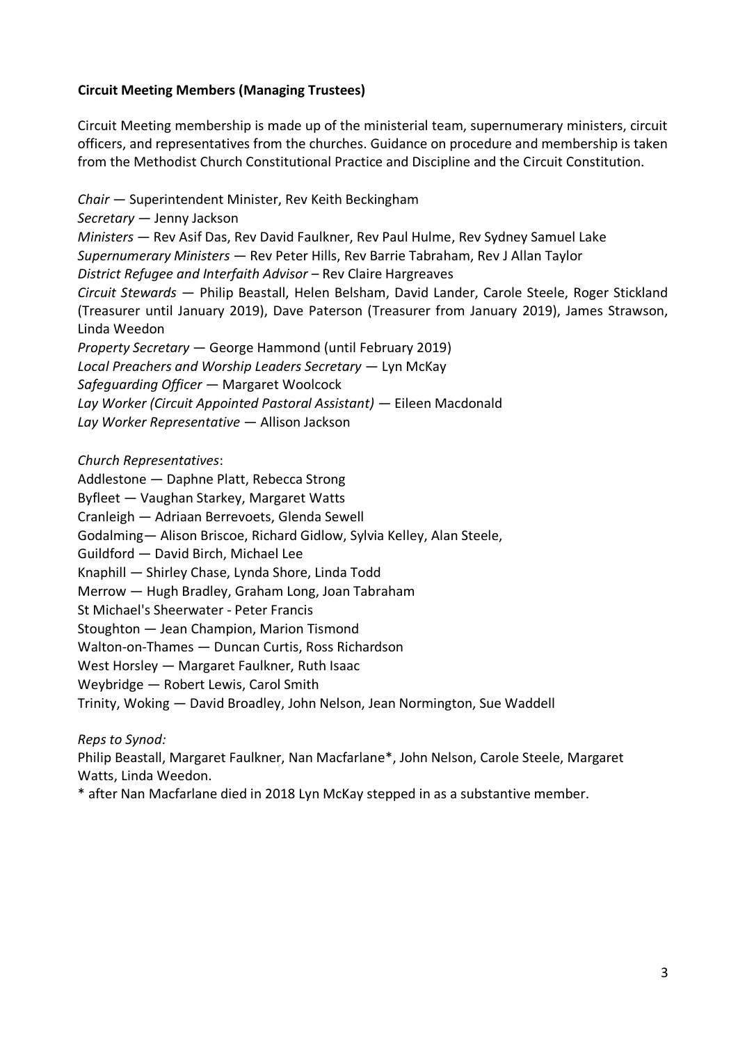**Circuit Meeting Members (Managing Trustees)**

Circuit Meeting membership is made up of the ministerial team, supernumerary ministers, circuit officers, and representatives from the churches. Guidance on procedure and membership is taken from the Methodist Church Constitutional Practice and Discipline and the Circuit Constitution.

*Chair* — Superintendent Minister, Rev Keith Beckingham
*Secretary* — Jenny Jackson
*Ministers* — Rev Asif Das, Rev David Faulkner, Rev Paul Hulme, Rev Sydney Samuel Lake
*Supernumerary Ministers* — Rev Peter Hills, Rev Barrie Tabraham, Rev J Allan Taylor
*District Refugee and Interfaith Advisor* – Rev Claire Hargreaves
*Circuit Stewards* — Philip Beastall, Helen Belsham, David Lander, Carole Steele, Roger Stickland (Treasurer until January 2019), Dave Paterson (Treasurer from January 2019), James Strawson, Linda Weedon
*Property Secretary* — George Hammond (until February 2019)
*Local Preachers and Worship Leaders Secretary* — Lyn McKay
*Safeguarding Officer* — Margaret Woolcock
*Lay Worker (Circuit Appointed Pastoral Assistant)* — Eileen Macdonald
*Lay Worker Representative* — Allison Jackson

*Church Representatives*:
Addlestone — Daphne Platt, Rebecca Strong
Byfleet — Vaughan Starkey, Margaret Watts
Cranleigh — Adriaan Berrevoets, Glenda Sewell
Godalming— Alison Briscoe, Richard Gidlow, Sylvia Kelley, Alan Steele,
Guildford — David Birch, Michael Lee
Knaphill — Shirley Chase, Lynda Shore, Linda Todd
Merrow — Hugh Bradley, Graham Long, Joan Tabraham
St Michael's Sheerwater - Peter Francis
Stoughton — Jean Champion, Marion Tismond
Walton-on-Thames — Duncan Curtis, Ross Richardson
West Horsley — Margaret Faulkner, Ruth Isaac
Weybridge — Robert Lewis, Carol Smith
Trinity, Woking — David Broadley, John Nelson, Jean Normington, Sue Waddell

*Reps to Synod:*
Philip Beastall, Margaret Faulkner, Nan Macfarlane*, John Nelson, Carole Steele, Margaret Watts, Linda Weedon.
* after Nan Macfarlane died in 2018 Lyn McKay stepped in as a substantive member.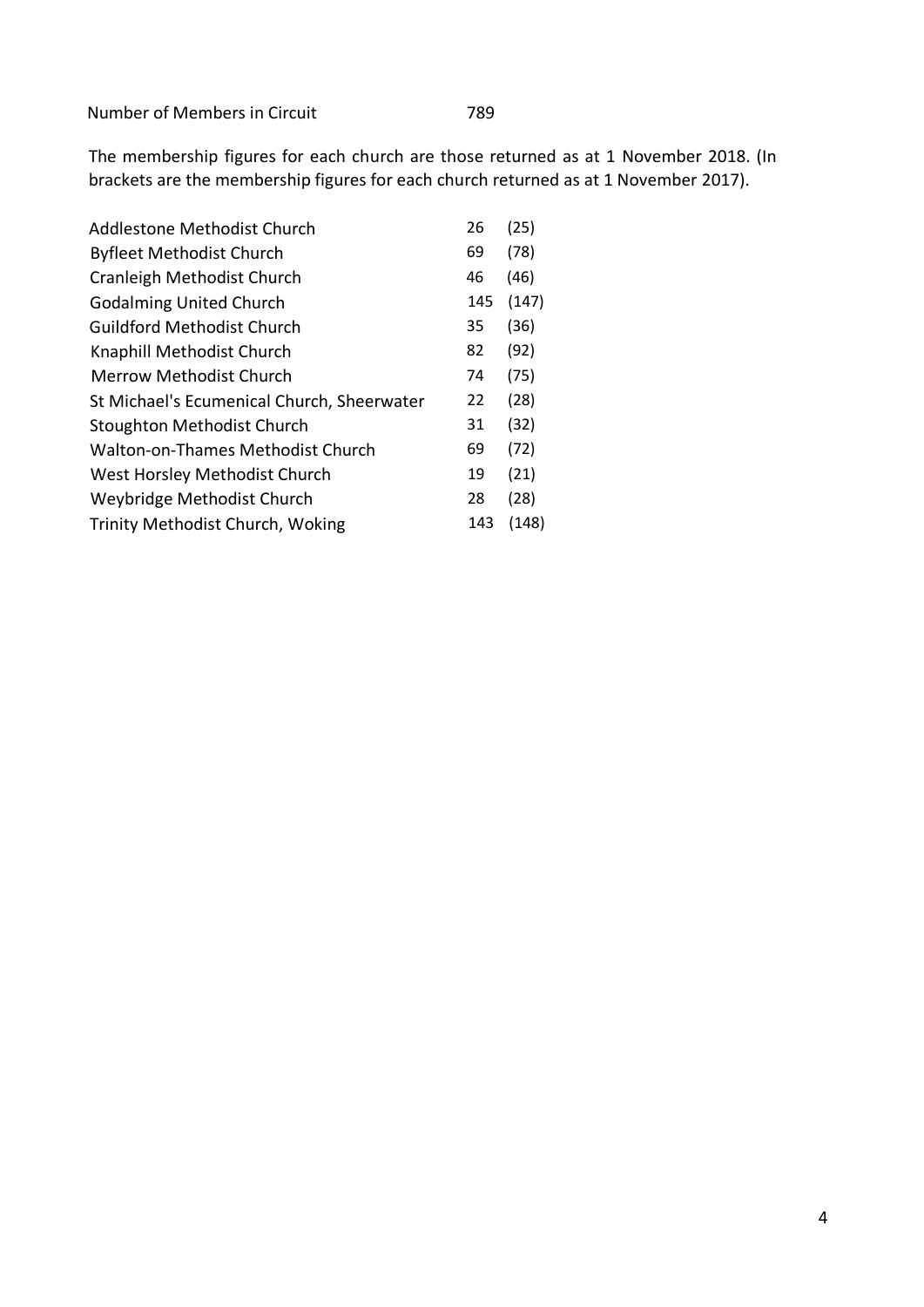Number of Members in Circuit 789

The membership figures for each church are those returned as at 1 November 2018. (In brackets are the membership figures for each church returned as at 1 November 2017).

| | | |
|---|---|---|
| Addlestone Methodist Church | 26 | (25) |
| Byfleet Methodist Church | 69 | (78) |
| Cranleigh Methodist Church | 46 | (46) |
| Godalming United Church | 145 | (147) |
| Guildford Methodist Church | 35 | (36) |
| Knaphill Methodist Church | 82 | (92) |
| Merrow Methodist Church | 74 | (75) |
| St Michael's Ecumenical Church, Sheerwater | 22 | (28) |
| Stoughton Methodist Church | 31 | (32) |
| Walton-on-Thames Methodist Church | 69 | (72) |
| West Horsley Methodist Church | 19 | (21) |
| Weybridge Methodist Church | 28 | (28) |
| Trinity Methodist Church, Woking | 143 | (148) |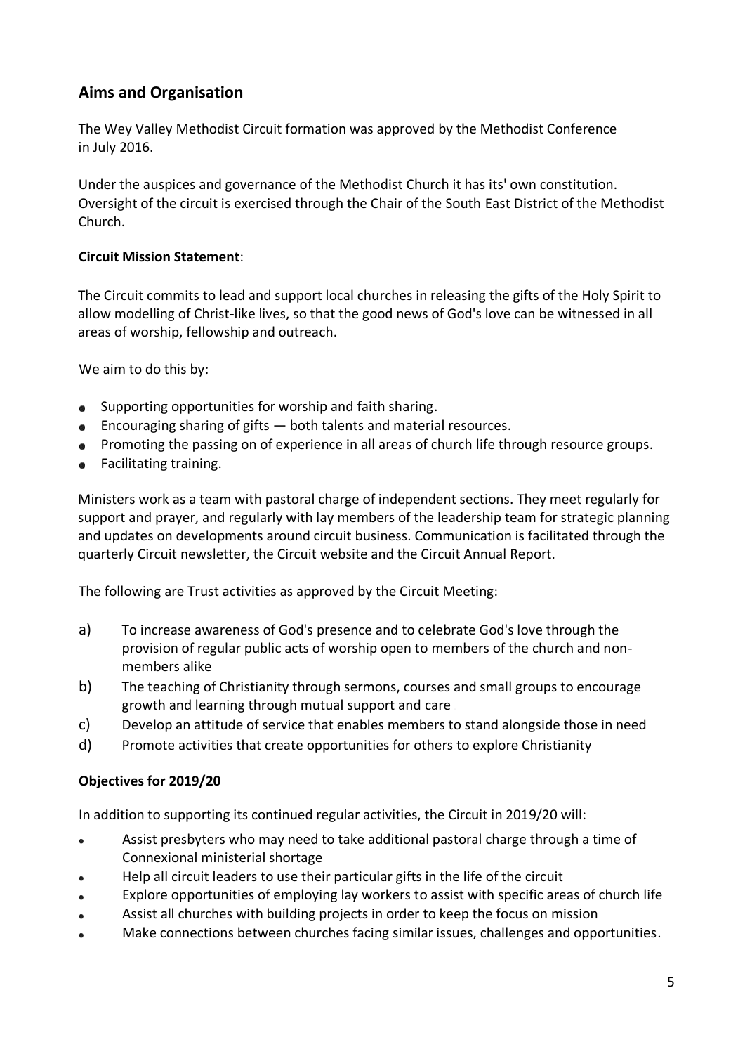## Aims and Organisation

The Wey Valley Methodist Circuit formation was approved by the Methodist Conference in July 2016.

Under the auspices and governance of the Methodist Church it has its' own constitution. Oversight of the circuit is exercised through the Chair of the South East District of the Methodist Church.

**Circuit Mission Statement**:

The Circuit commits to lead and support local churches in releasing the gifts of the Holy Spirit to allow modelling of Christ-like lives, so that the good news of God's love can be witnessed in all areas of worship, fellowship and outreach.

We aim to do this by:

- Supporting opportunities for worship and faith sharing.
- Encouraging sharing of gifts — both talents and material resources.
- Promoting the passing on of experience in all areas of church life through resource groups.
- Facilitating training.

Ministers work as a team with pastoral charge of independent sections. They meet regularly for support and prayer, and regularly with lay members of the leadership team for strategic planning and updates on developments around circuit business. Communication is facilitated through the quarterly Circuit newsletter, the Circuit website and the Circuit Annual Report.

The following are Trust activities as approved by the Circuit Meeting:

a) To increase awareness of God's presence and to celebrate God's love through the provision of regular public acts of worship open to members of the church and non-members alike

b) The teaching of Christianity through sermons, courses and small groups to encourage growth and learning through mutual support and care

c) Develop an attitude of service that enables members to stand alongside those in need

d) Promote activities that create opportunities for others to explore Christianity

**Objectives for 2019/20**

In addition to supporting its continued regular activities, the Circuit in 2019/20 will:

- Assist presbyters who may need to take additional pastoral charge through a time of Connexional ministerial shortage
- Help all circuit leaders to use their particular gifts in the life of the circuit
- Explore opportunities of employing lay workers to assist with specific areas of church life
- Assist all churches with building projects in order to keep the focus on mission
- Make connections between churches facing similar issues, challenges and opportunities.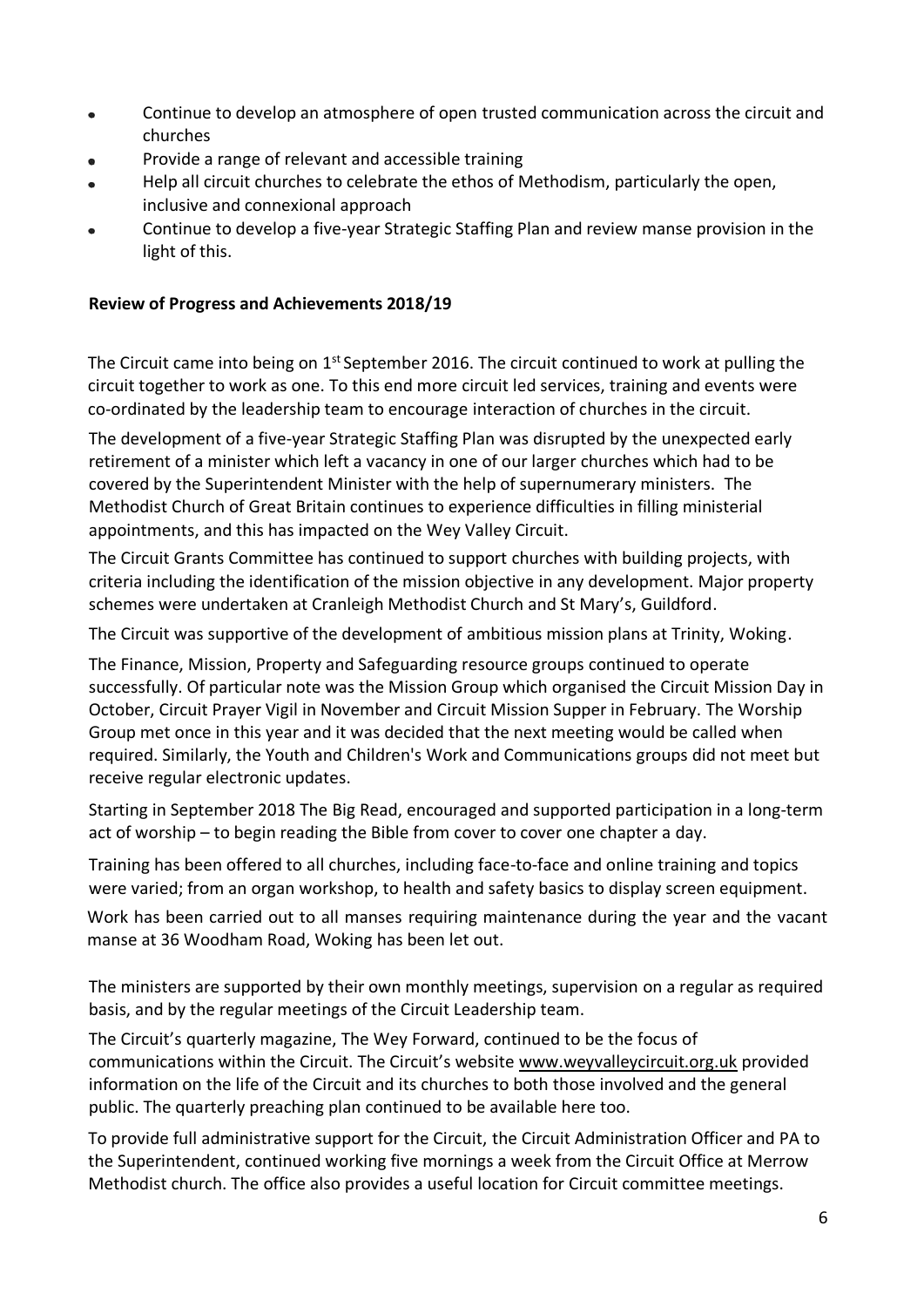- Continue to develop an atmosphere of open trusted communication across the circuit and churches
- Provide a range of relevant and accessible training
- Help all circuit churches to celebrate the ethos of Methodism, particularly the open, inclusive and connexional approach
- Continue to develop a five-year Strategic Staffing Plan and review manse provision in the light of this.

**Review of Progress and Achievements 2018/19**

The Circuit came into being on 1st September 2016. The circuit continued to work at pulling the circuit together to work as one. To this end more circuit led services, training and events were co-ordinated by the leadership team to encourage interaction of churches in the circuit.

The development of a five-year Strategic Staffing Plan was disrupted by the unexpected early retirement of a minister which left a vacancy in one of our larger churches which had to be covered by the Superintendent Minister with the help of supernumerary ministers. The Methodist Church of Great Britain continues to experience difficulties in filling ministerial appointments, and this has impacted on the Wey Valley Circuit.

The Circuit Grants Committee has continued to support churches with building projects, with criteria including the identification of the mission objective in any development. Major property schemes were undertaken at Cranleigh Methodist Church and St Mary's, Guildford.

The Circuit was supportive of the development of ambitious mission plans at Trinity, Woking.

The Finance, Mission, Property and Safeguarding resource groups continued to operate successfully. Of particular note was the Mission Group which organised the Circuit Mission Day in October, Circuit Prayer Vigil in November and Circuit Mission Supper in February. The Worship Group met once in this year and it was decided that the next meeting would be called when required. Similarly, the Youth and Children's Work and Communications groups did not meet but receive regular electronic updates.

Starting in September 2018 The Big Read, encouraged and supported participation in a long-term act of worship – to begin reading the Bible from cover to cover one chapter a day.

Training has been offered to all churches, including face-to-face and online training and topics were varied; from an organ workshop, to health and safety basics to display screen equipment.

Work has been carried out to all manses requiring maintenance during the year and the vacant manse at 36 Woodham Road, Woking has been let out.

The ministers are supported by their own monthly meetings, supervision on a regular as required basis, and by the regular meetings of the Circuit Leadership team.

The Circuit's quarterly magazine, The Wey Forward, continued to be the focus of communications within the Circuit. The Circuit's website www.weyvalleycircuit.org.uk provided information on the life of the Circuit and its churches to both those involved and the general public. The quarterly preaching plan continued to be available here too.

To provide full administrative support for the Circuit, the Circuit Administration Officer and PA to the Superintendent, continued working five mornings a week from the Circuit Office at Merrow Methodist church. The office also provides a useful location for Circuit committee meetings.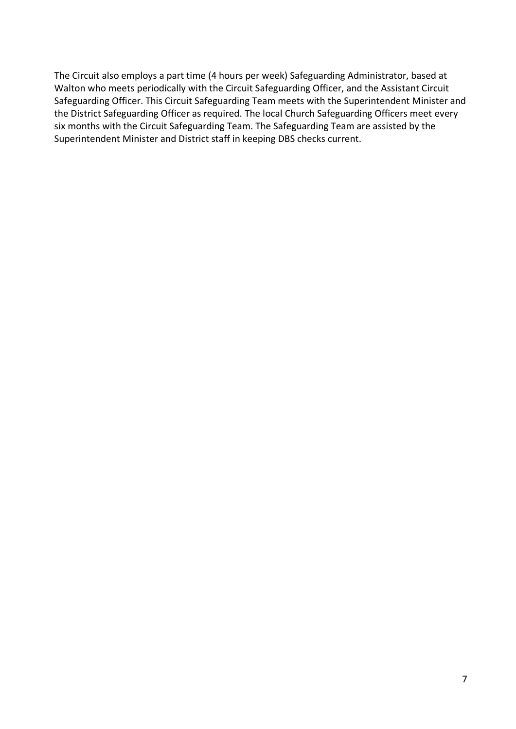The Circuit also employs a part time (4 hours per week) Safeguarding Administrator, based at Walton who meets periodically with the Circuit Safeguarding Officer, and the Assistant Circuit Safeguarding Officer. This Circuit Safeguarding Team meets with the Superintendent Minister and the District Safeguarding Officer as required. The local Church Safeguarding Officers meet every six months with the Circuit Safeguarding Team. The Safeguarding Team are assisted by the Superintendent Minister and District staff in keeping DBS checks current.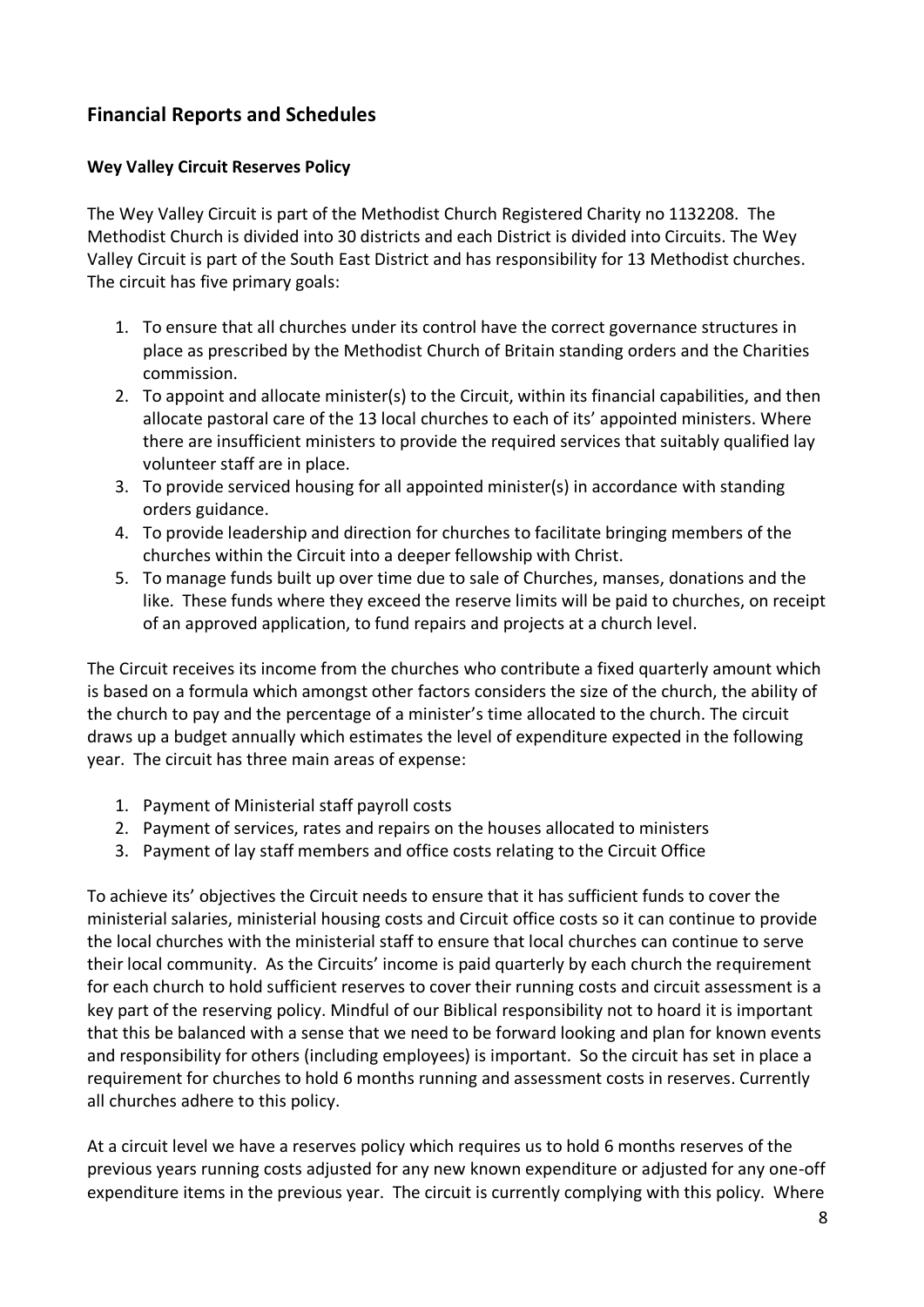## Financial Reports and Schedules

**Wey Valley Circuit Reserves Policy**

The Wey Valley Circuit is part of the Methodist Church Registered Charity no 1132208. The Methodist Church is divided into 30 districts and each District is divided into Circuits. The Wey Valley Circuit is part of the South East District and has responsibility for 13 Methodist churches. The circuit has five primary goals:

1. To ensure that all churches under its control have the correct governance structures in place as prescribed by the Methodist Church of Britain standing orders and the Charities commission.
2. To appoint and allocate minister(s) to the Circuit, within its financial capabilities, and then allocate pastoral care of the 13 local churches to each of its' appointed ministers. Where there are insufficient ministers to provide the required services that suitably qualified lay volunteer staff are in place.
3. To provide serviced housing for all appointed minister(s) in accordance with standing orders guidance.
4. To provide leadership and direction for churches to facilitate bringing members of the churches within the Circuit into a deeper fellowship with Christ.
5. To manage funds built up over time due to sale of Churches, manses, donations and the like. These funds where they exceed the reserve limits will be paid to churches, on receipt of an approved application, to fund repairs and projects at a church level.

The Circuit receives its income from the churches who contribute a fixed quarterly amount which is based on a formula which amongst other factors considers the size of the church, the ability of the church to pay and the percentage of a minister's time allocated to the church. The circuit draws up a budget annually which estimates the level of expenditure expected in the following year. The circuit has three main areas of expense:

1. Payment of Ministerial staff payroll costs
2. Payment of services, rates and repairs on the houses allocated to ministers
3. Payment of lay staff members and office costs relating to the Circuit Office

To achieve its' objectives the Circuit needs to ensure that it has sufficient funds to cover the ministerial salaries, ministerial housing costs and Circuit office costs so it can continue to provide the local churches with the ministerial staff to ensure that local churches can continue to serve their local community. As the Circuits' income is paid quarterly by each church the requirement for each church to hold sufficient reserves to cover their running costs and circuit assessment is a key part of the reserving policy. Mindful of our Biblical responsibility not to hoard it is important that this be balanced with a sense that we need to be forward looking and plan for known events and responsibility for others (including employees) is important. So the circuit has set in place a requirement for churches to hold 6 months running and assessment costs in reserves. Currently all churches adhere to this policy.

At a circuit level we have a reserves policy which requires us to hold 6 months reserves of the previous years running costs adjusted for any new known expenditure or adjusted for any one-off expenditure items in the previous year. The circuit is currently complying with this policy. Where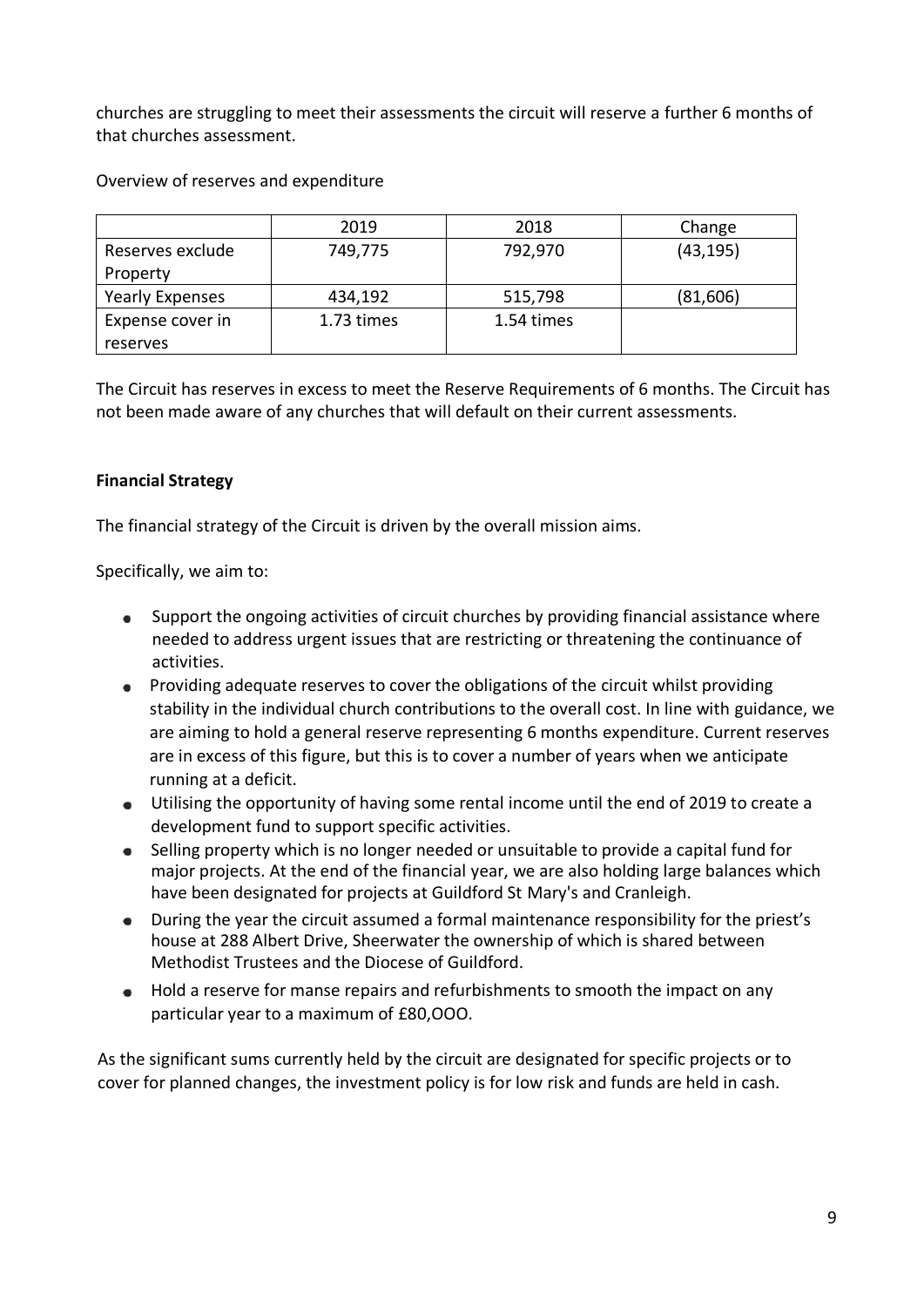churches are struggling to meet their assessments the circuit will reserve a further 6 months of that churches assessment.

Overview of reserves and expenditure

| | 2019 | 2018 | Change |
|---|---|---|---|
| Reserves exclude Property | 749,775 | 792,970 | (43,195) |
| Yearly Expenses | 434,192 | 515,798 | (81,606) |
| Expense cover in reserves | 1.73 times | 1.54 times | |

The Circuit has reserves in excess to meet the Reserve Requirements of 6 months. The Circuit has not been made aware of any churches that will default on their current assessments.

**Financial Strategy**

The financial strategy of the Circuit is driven by the overall mission aims.

Specifically, we aim to:

- Support the ongoing activities of circuit churches by providing financial assistance where needed to address urgent issues that are restricting or threatening the continuance of activities.
- Providing adequate reserves to cover the obligations of the circuit whilst providing stability in the individual church contributions to the overall cost. In line with guidance, we are aiming to hold a general reserve representing 6 months expenditure. Current reserves are in excess of this figure, but this is to cover a number of years when we anticipate running at a deficit.
- Utilising the opportunity of having some rental income until the end of 2019 to create a development fund to support specific activities.
- Selling property which is no longer needed or unsuitable to provide a capital fund for major projects. At the end of the financial year, we are also holding large balances which have been designated for projects at Guildford St Mary's and Cranleigh.
- During the year the circuit assumed a formal maintenance responsibility for the priest's house at 288 Albert Drive, Sheerwater the ownership of which is shared between Methodist Trustees and the Diocese of Guildford.
- Hold a reserve for manse repairs and refurbishments to smooth the impact on any particular year to a maximum of £80,OOO.

As the significant sums currently held by the circuit are designated for specific projects or to cover for planned changes, the investment policy is for low risk and funds are held in cash.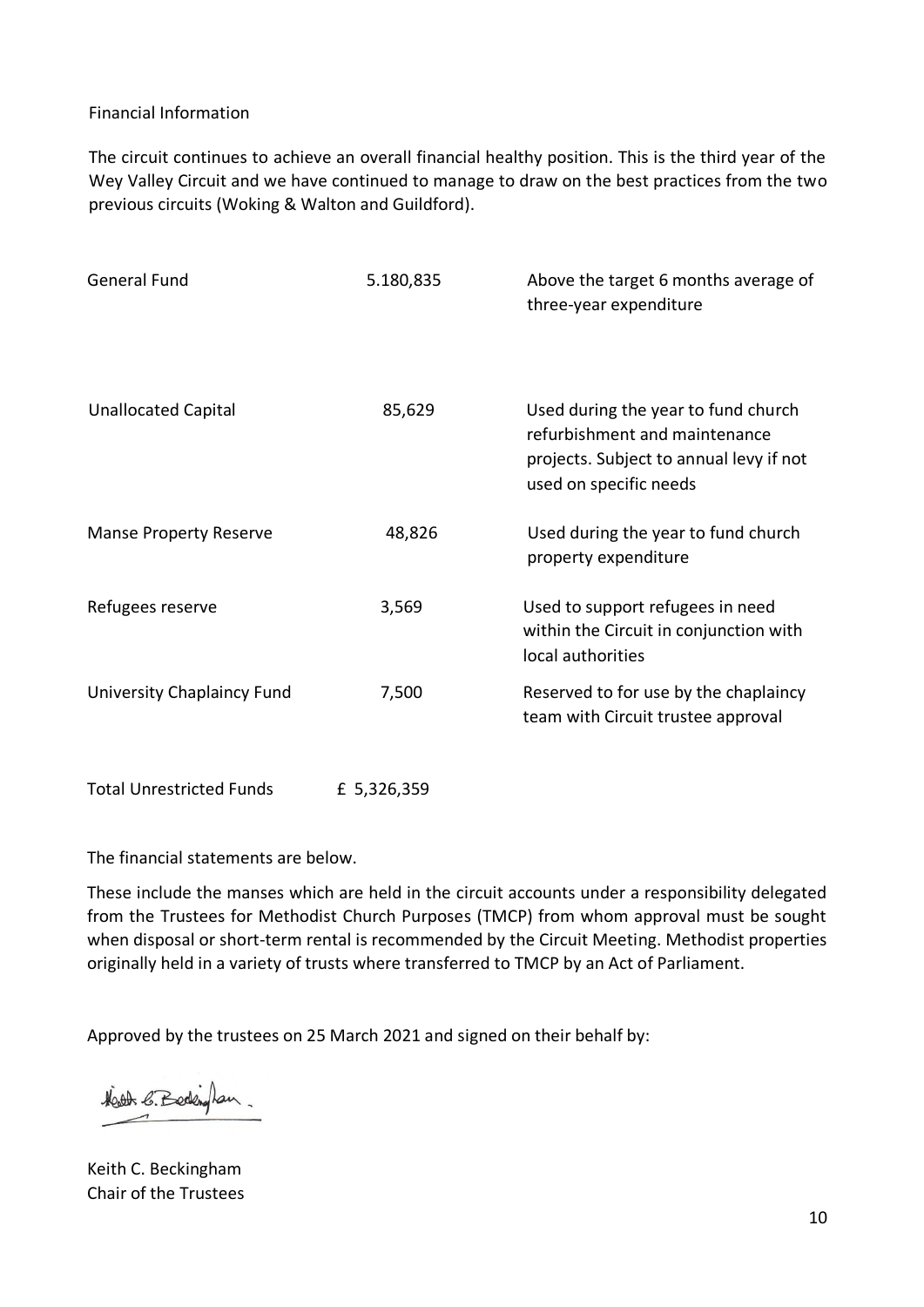Financial Information

The circuit continues to achieve an overall financial healthy position. This is the third year of the Wey Valley Circuit and we have continued to manage to draw on the best practices from the two previous circuits (Woking & Walton and Guildford).

| | | |
|---|---|---|
| General Fund | 5.180,835 | Above the target 6 months average of three-year expenditure |
| Unallocated Capital | 85,629 | Used during the year to fund church refurbishment and maintenance projects. Subject to annual levy if not used on specific needs |
| Manse Property Reserve | 48,826 | Used during the year to fund church property expenditure |
| Refugees reserve | 3,569 | Used to support refugees in need within the Circuit in conjunction with local authorities |
| University Chaplaincy Fund | 7,500 | Reserved to for use by the chaplaincy team with Circuit trustee approval |
| Total Unrestricted Funds | £ 5,326,359 | |

The financial statements are below.

These include the manses which are held in the circuit accounts under a responsibility delegated from the Trustees for Methodist Church Purposes (TMCP) from whom approval must be sought when disposal or short-term rental is recommended by the Circuit Meeting. Methodist properties originally held in a variety of trusts where transferred to TMCP by an Act of Parliament.

Approved by the trustees on 25 March 2021 and signed on their behalf by:

Keith C. Beckingham
Chair of the Trustees